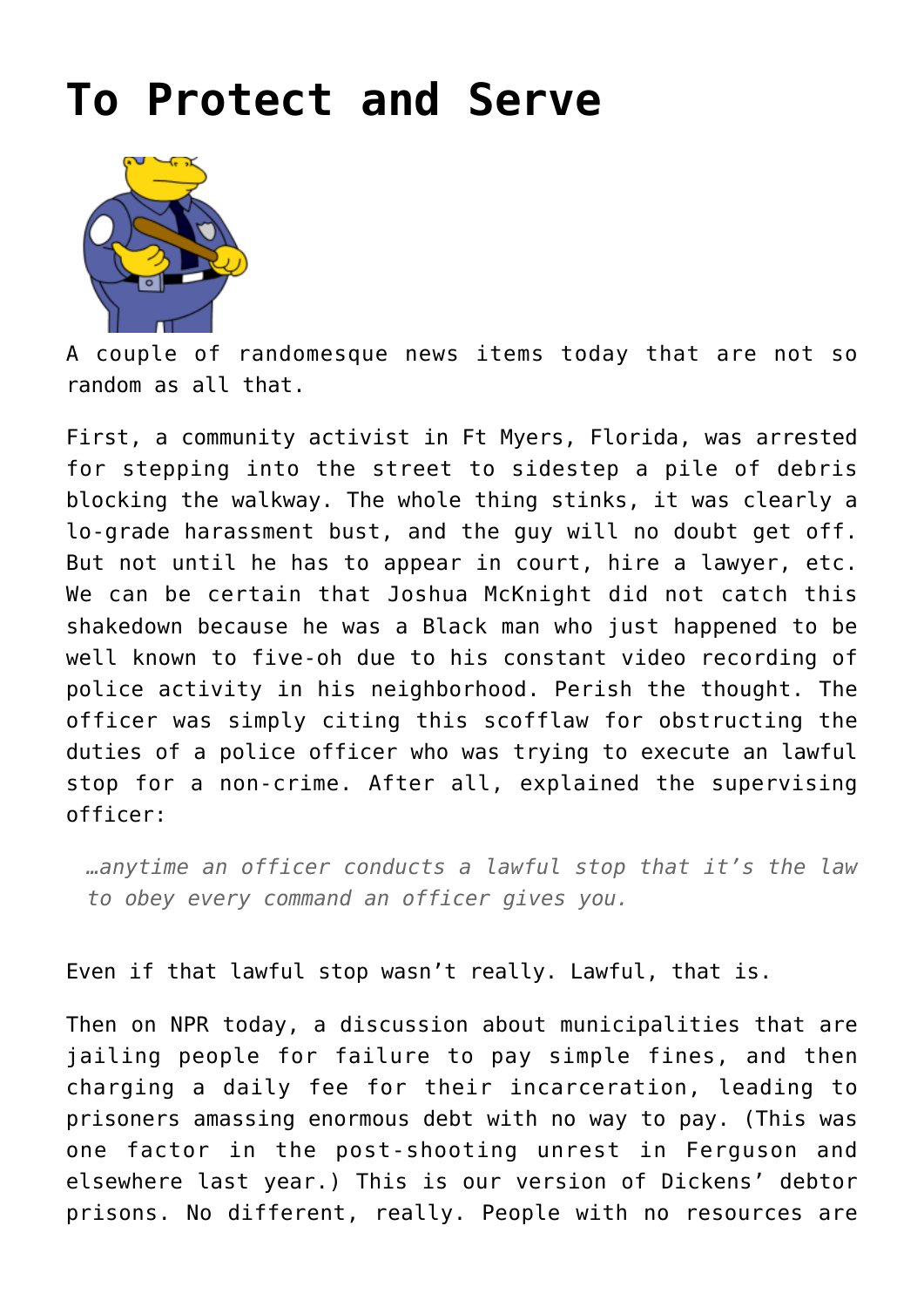# To Protect and Serve

A couple of randomesque news items today that are not so random as all that.

First, a community activist in Ft Myers, Florida, was arrested for stepping into the street to sidestep a pile of debris blocking the walkway. The whole thing stinks, it was clearly a lo-grade harassment bust, and the guy will no doubt get off. But not until he has to appear in court, hire a lawyer, etc. We can be certain that Joshua McKnight did not catch this shakedown because he was a Black man who just happened to be well known to five-oh due to his constant video recording of police activity in his neighborhood. Perish the thought. The officer was simply citing this scofflaw for obstructing the duties of a police officer who was trying to execute an lawful stop for a non-crime. After all, explained the supervising officer:

> *…anytime an officer conducts a lawful stop that it's the law to obey every command an officer gives you.*

Even if that lawful stop wasn't really. Lawful, that is.

Then on NPR today, a discussion about municipalities that are jailing people for failure to pay simple fines, and then charging a daily fee for their incarceration, leading to prisoners amassing enormous debt with no way to pay. (This was one factor in the post-shooting unrest in Ferguson and elsewhere last year.) This is our version of Dickens' debtor prisons. No different, really. People with no resources are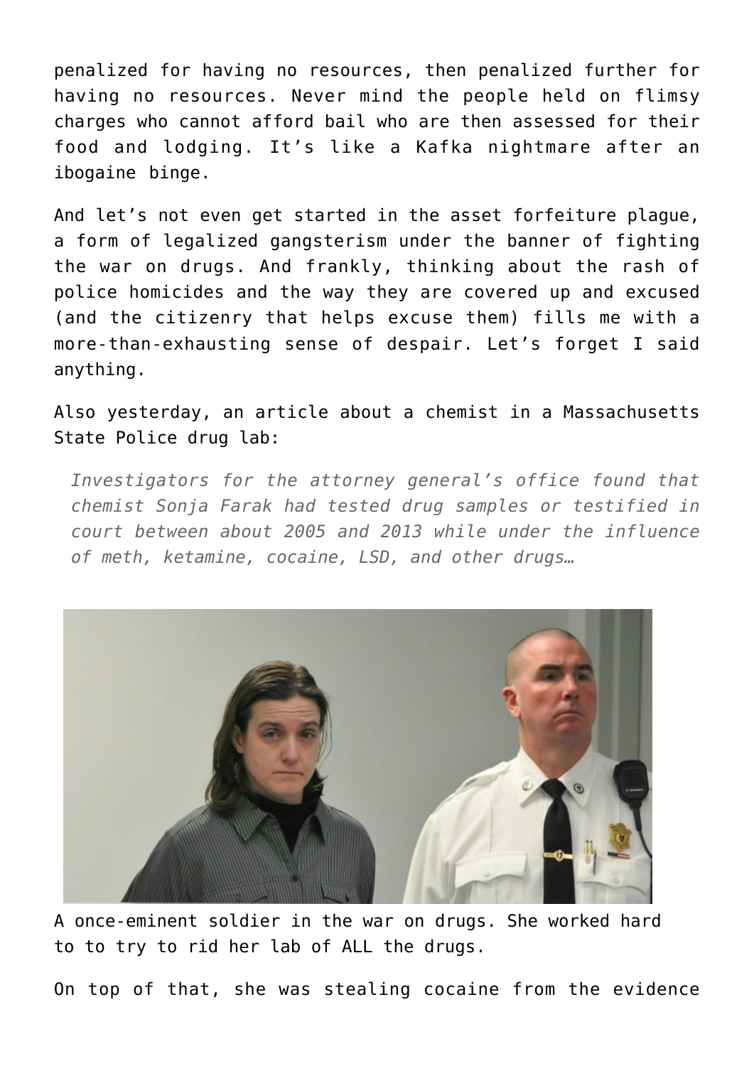penalized for having no resources, then penalized further for having no resources. Never mind the people held on flimsy charges who cannot afford bail who are then assessed for their food and lodging. It's like a Kafka nightmare after an ibogaine binge.

And let's not even get started in the asset forfeiture plague, a form of legalized gangsterism under the banner of fighting the war on drugs. And frankly, thinking about the rash of police homicides and the way they are covered up and excused (and the citizenry that helps excuse them) fills me with a more-than-exhausting sense of despair. Let's forget I said anything.

Also yesterday, an article about a chemist in a Massachusetts State Police drug lab:

> *Investigators for the attorney general's office found that chemist Sonja Farak had tested drug samples or testified in court between about 2005 and 2013 while under the influence of meth, ketamine, cocaine, LSD, and other drugs…*

A once-eminent soldier in the war on drugs. She worked hard to to try to rid her lab of ALL the drugs.

On top of that, she was stealing cocaine from the evidence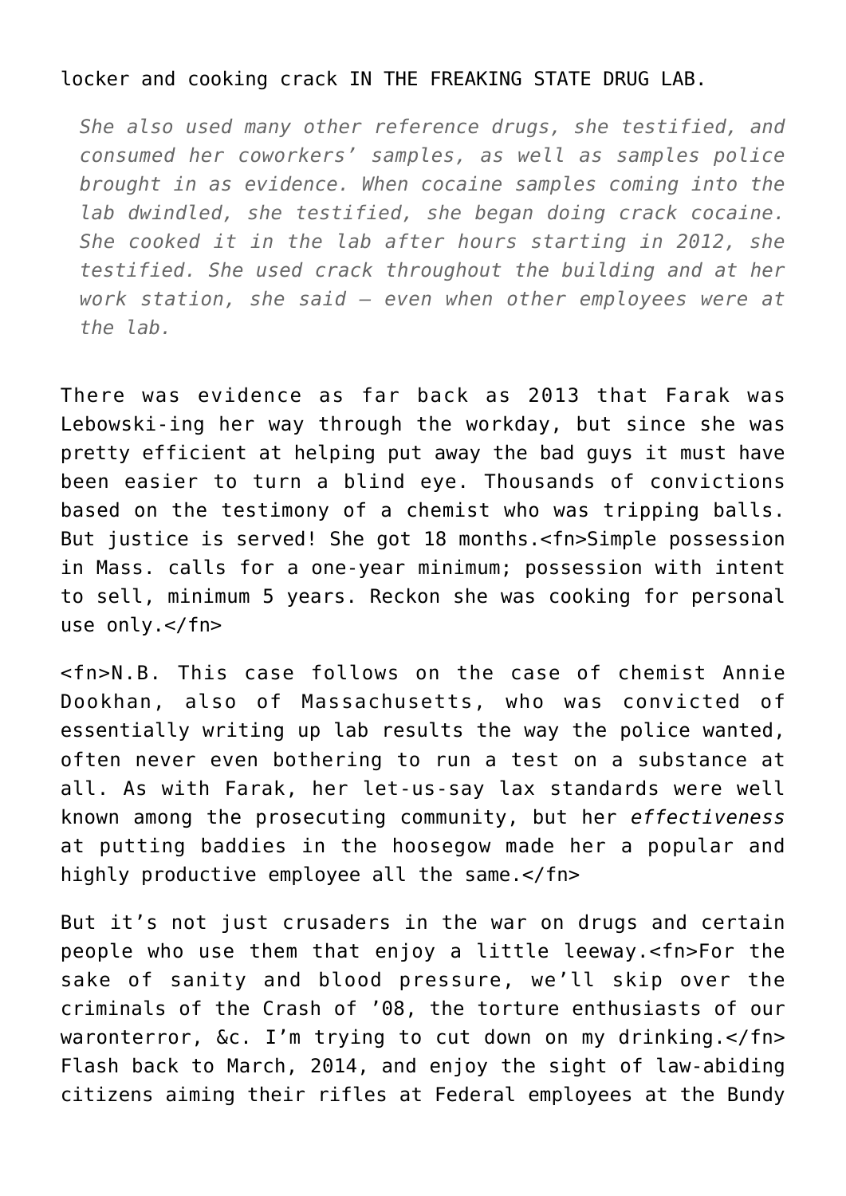locker and cooking crack IN THE FREAKING STATE DRUG LAB.

> *She also used many other reference drugs, she testified, and consumed her coworkers' samples, as well as samples police brought in as evidence. When cocaine samples coming into the lab dwindled, she testified, she began doing crack cocaine. She cooked it in the lab after hours starting in 2012, she testified. She used crack throughout the building and at her work station, she said — even when other employees were at the lab.*

There was evidence as far back as 2013 that Farak was Lebowski-ing her way through the workday, but since she was pretty efficient at helping put away the bad guys it must have been easier to turn a blind eye. Thousands of convictions based on the testimony of a chemist who was tripping balls. But justice is served! She got 18 months.<fn>Simple possession in Mass. calls for a one-year minimum; possession with intent to sell, minimum 5 years. Reckon she was cooking for personal use only.</fn>

<fn>N.B. This case follows on the case of chemist Annie Dookhan, also of Massachusetts, who was convicted of essentially writing up lab results the way the police wanted, often never even bothering to run a test on a substance at all. As with Farak, her let-us-say lax standards were well known among the prosecuting community, but her *effectiveness* at putting baddies in the hoosegow made her a popular and highly productive employee all the same.</fn>

But it's not just crusaders in the war on drugs and certain people who use them that enjoy a little leeway.<fn>For the sake of sanity and blood pressure, we'll skip over the criminals of the Crash of '08, the torture enthusiasts of our waronterror, &c. I'm trying to cut down on my drinking.</fn> Flash back to March, 2014, and enjoy the sight of law-abiding citizens aiming their rifles at Federal employees at the Bundy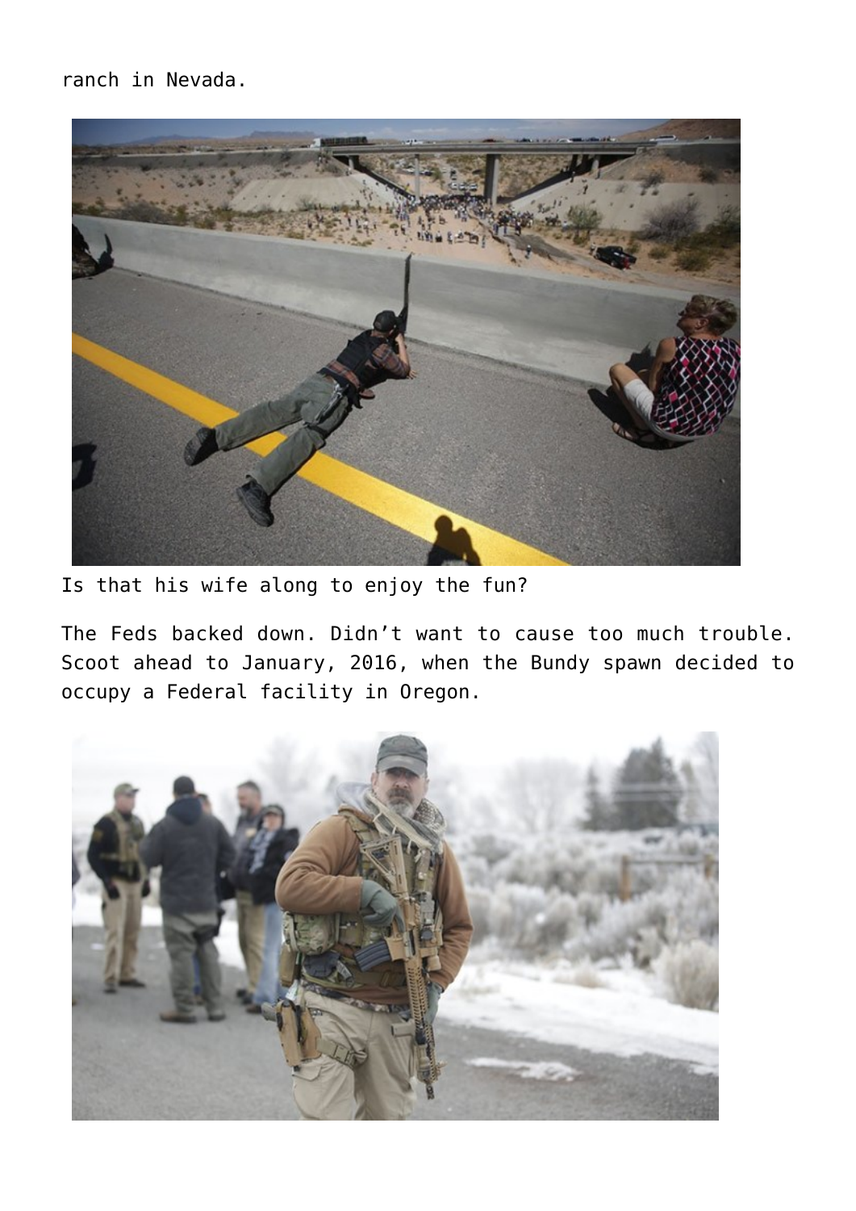ranch in Nevada.

Is that his wife along to enjoy the fun?

The Feds backed down. Didn't want to cause too much trouble. Scoot ahead to January, 2016, when the Bundy spawn decided to occupy a Federal facility in Oregon.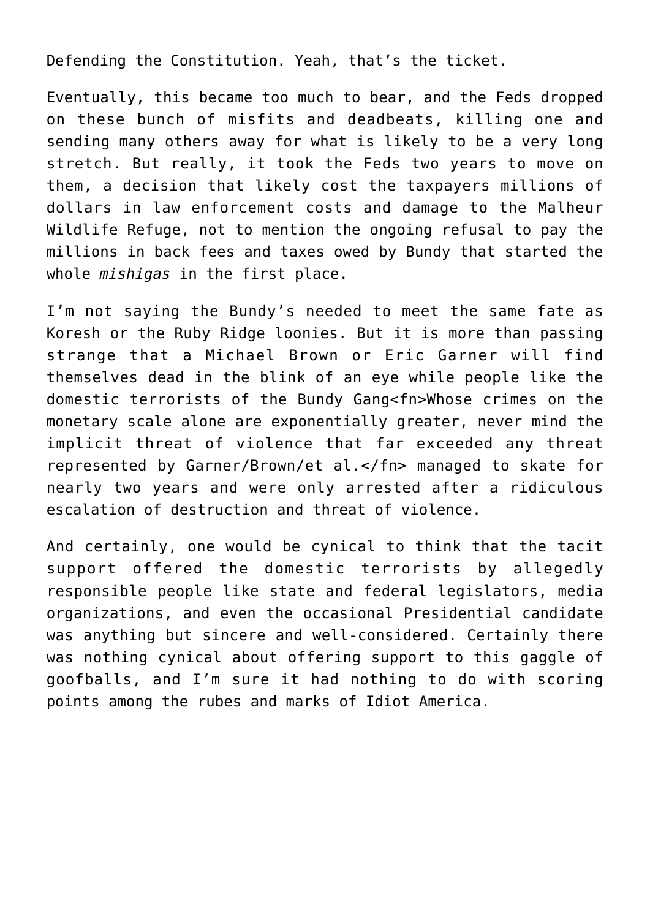Defending the Constitution. Yeah, that's the ticket.

Eventually, this became too much to bear, and the Feds dropped on these bunch of misfits and deadbeats, killing one and sending many others away for what is likely to be a very long stretch. But really, it took the Feds two years to move on them, a decision that likely cost the taxpayers millions of dollars in law enforcement costs and damage to the Malheur Wildlife Refuge, not to mention the ongoing refusal to pay the millions in back fees and taxes owed by Bundy that started the whole *mishigas* in the first place.

I'm not saying the Bundy's needed to meet the same fate as Koresh or the Ruby Ridge loonies. But it is more than passing strange that a Michael Brown or Eric Garner will find themselves dead in the blink of an eye while people like the domestic terrorists of the Bundy Gang<fn>Whose crimes on the monetary scale alone are exponentially greater, never mind the implicit threat of violence that far exceeded any threat represented by Garner/Brown/et al.</fn> managed to skate for nearly two years and were only arrested after a ridiculous escalation of destruction and threat of violence.

And certainly, one would be cynical to think that the tacit support offered the domestic terrorists by allegedly responsible people like state and federal legislators, media organizations, and even the occasional Presidential candidate was anything but sincere and well-considered. Certainly there was nothing cynical about offering support to this gaggle of goofballs, and I'm sure it had nothing to do with scoring points among the rubes and marks of Idiot America.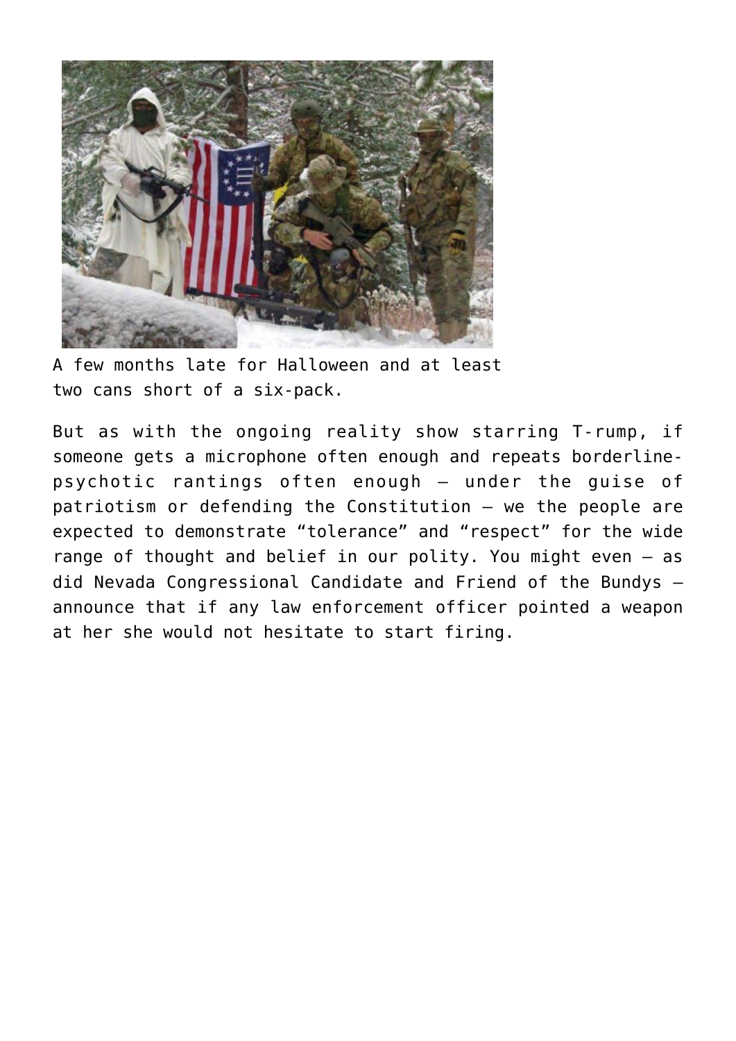A few months late for Halloween and at least two cans short of a six-pack.

But as with the ongoing reality show starring T-rump, if someone gets a microphone often enough and repeats borderline-psychotic rantings often enough — under the guise of patriotism or defending the Constitution — we the people are expected to demonstrate "tolerance" and "respect" for the wide range of thought and belief in our polity. You might even — as did Nevada Congressional Candidate and Friend of the Bundys — announce that if any law enforcement officer pointed a weapon at her she would not hesitate to start firing.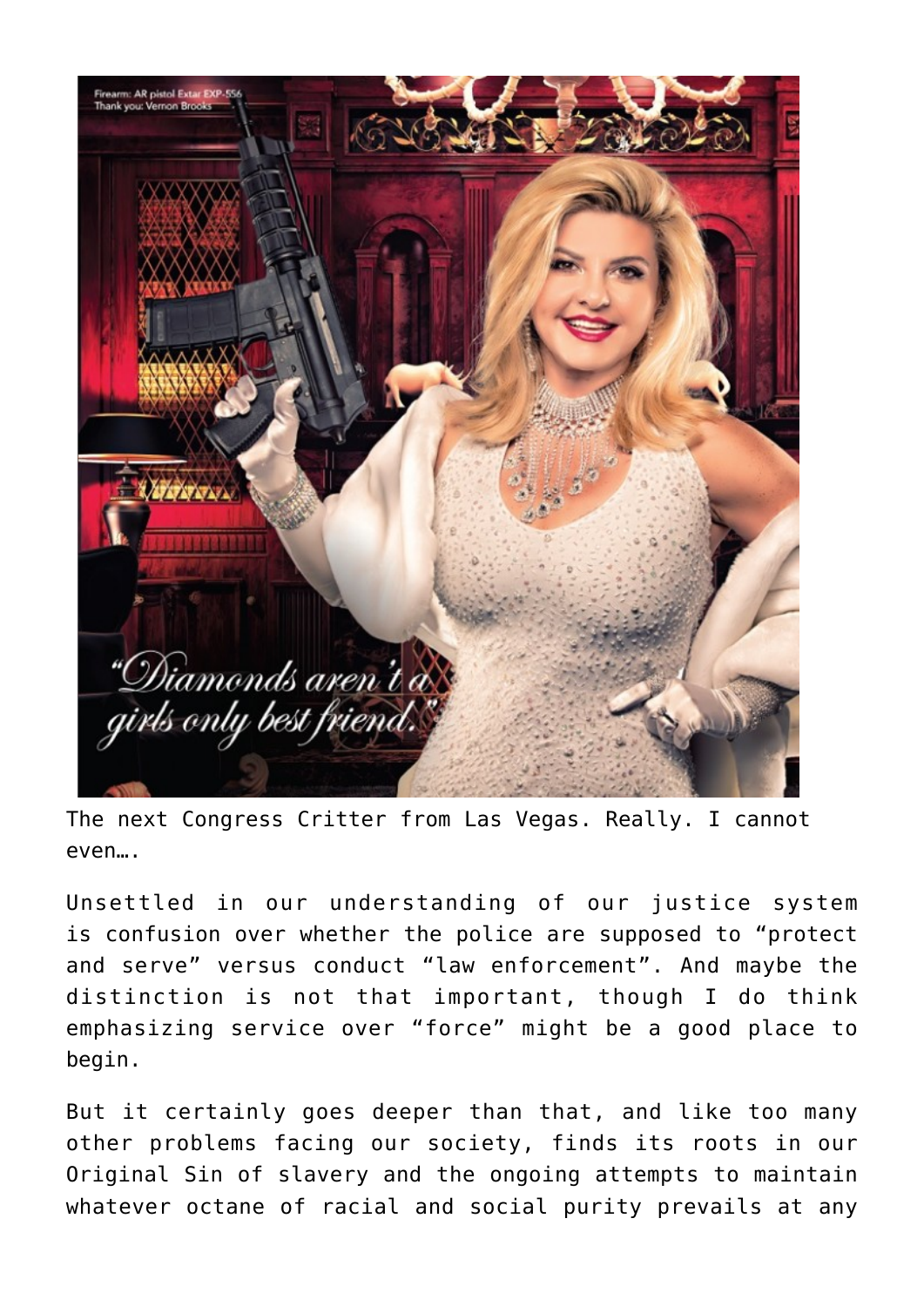The next Congress Critter from Las Vegas. Really. I cannot even….

Unsettled in our understanding of our justice system is confusion over whether the police are supposed to "protect and serve" versus conduct "law enforcement". And maybe the distinction is not that important, though I do think emphasizing service over "force" might be a good place to begin.

But it certainly goes deeper than that, and like too many other problems facing our society, finds its roots in our Original Sin of slavery and the ongoing attempts to maintain whatever octane of racial and social purity prevails at any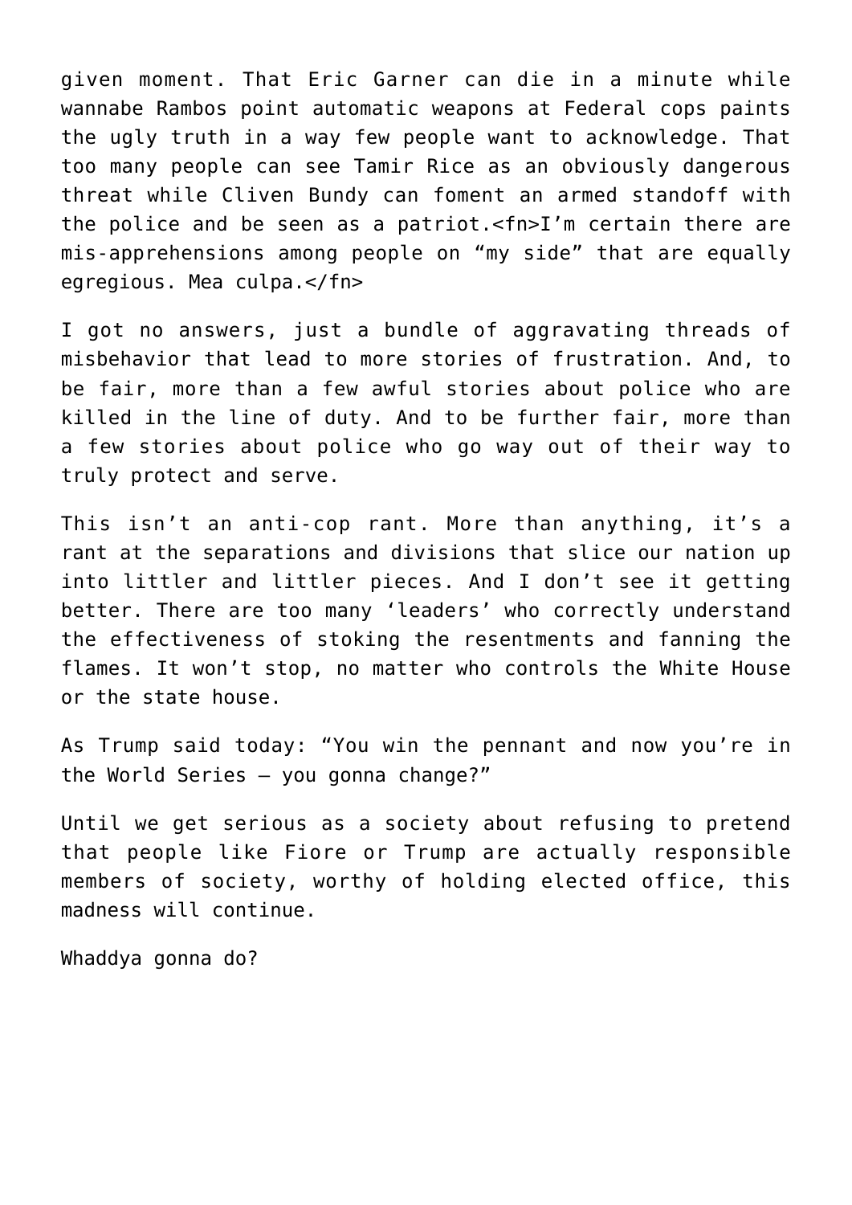given moment. That Eric Garner can die in a minute while wannabe Rambos point automatic weapons at Federal cops paints the ugly truth in a way few people want to acknowledge. That too many people can see Tamir Rice as an obviously dangerous threat while Cliven Bundy can foment an armed standoff with the police and be seen as a patriot.<fn>I'm certain there are mis-apprehensions among people on "my side" that are equally egregious. Mea culpa.</fn>

I got no answers, just a bundle of aggravating threads of misbehavior that lead to more stories of frustration. And, to be fair, more than a few awful stories about police who are killed in the line of duty. And to be further fair, more than a few stories about police who go way out of their way to truly protect and serve.

This isn't an anti-cop rant. More than anything, it's a rant at the separations and divisions that slice our nation up into littler and littler pieces. And I don't see it getting better. There are too many 'leaders' who correctly understand the effectiveness of stoking the resentments and fanning the flames. It won't stop, no matter who controls the White House or the state house.

As Trump said today: "You win the pennant and now you're in the World Series – you gonna change?"

Until we get serious as a society about refusing to pretend that people like Fiore or Trump are actually responsible members of society, worthy of holding elected office, this madness will continue.

Whaddya gonna do?